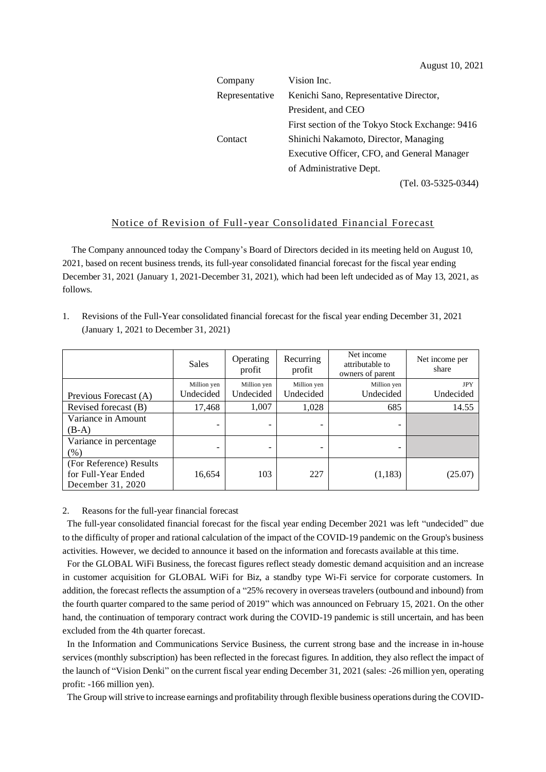August 10, 2021

Company: Vision Inc.

Representative: Kenichi Sano, Representative Director, President, and CEO

First section of the Tokyo Stock Exchange: 9416

Contact: Shinichi Nakamoto, Director, Managing Executive Officer, CFO, and General Manager of Administrative Dept.

(Tel. 03-5325-0344)

# Notice of Revision of Full-year Consolidated Financial Forecast

The Company announced today the Company's Board of Directors decided in its meeting held on August 10, 2021, based on recent business trends, its full-year consolidated financial forecast for the fiscal year ending December 31, 2021 (January 1, 2021-December 31, 2021), which had been left undecided as of May 13, 2021, as follows.

1. Revisions of the Full-Year consolidated financial forecast for the fiscal year ending December 31, 2021 (January 1, 2021 to December 31, 2021)

| | Sales | Operating profit | Recurring profit | Net income attributable to owners of parent | Net income per share |
|---|---|---|---|---|---|
| | Million yen | Million yen | Million yen | Million yen | JPY |
| Previous Forecast (A) | Undecided | Undecided | Undecided | Undecided | Undecided |
| Revised forecast (B) | 17,468 | 1,007 | 1,028 | 685 | 14.55 |
| Variance in Amount (B-A) | - | - | - | - | |
| Variance in percentage (%) | - | - | - | - | |
| (For Reference) Results for Full-Year Ended December 31, 2020 | 16,654 | 103 | 227 | (1,183) | (25.07) |

2. Reasons for the full-year financial forecast

The full-year consolidated financial forecast for the fiscal year ending December 2021 was left "undecided" due to the difficulty of proper and rational calculation of the impact of the COVID-19 pandemic on the Group's business activities. However, we decided to announce it based on the information and forecasts available at this time.

For the GLOBAL WiFi Business, the forecast figures reflect steady domestic demand acquisition and an increase in customer acquisition for GLOBAL WiFi for Biz, a standby type Wi-Fi service for corporate customers. In addition, the forecast reflects the assumption of a "25% recovery in overseas travelers (outbound and inbound) from the fourth quarter compared to the same period of 2019" which was announced on February 15, 2021. On the other hand, the continuation of temporary contract work during the COVID-19 pandemic is still uncertain, and has been excluded from the 4th quarter forecast.

In the Information and Communications Service Business, the current strong base and the increase in in-house services (monthly subscription) has been reflected in the forecast figures. In addition, they also reflect the impact of the launch of "Vision Denki" on the current fiscal year ending December 31, 2021 (sales: -26 million yen, operating profit: -166 million yen).

The Group will strive to increase earnings and profitability through flexible business operations during the COVID-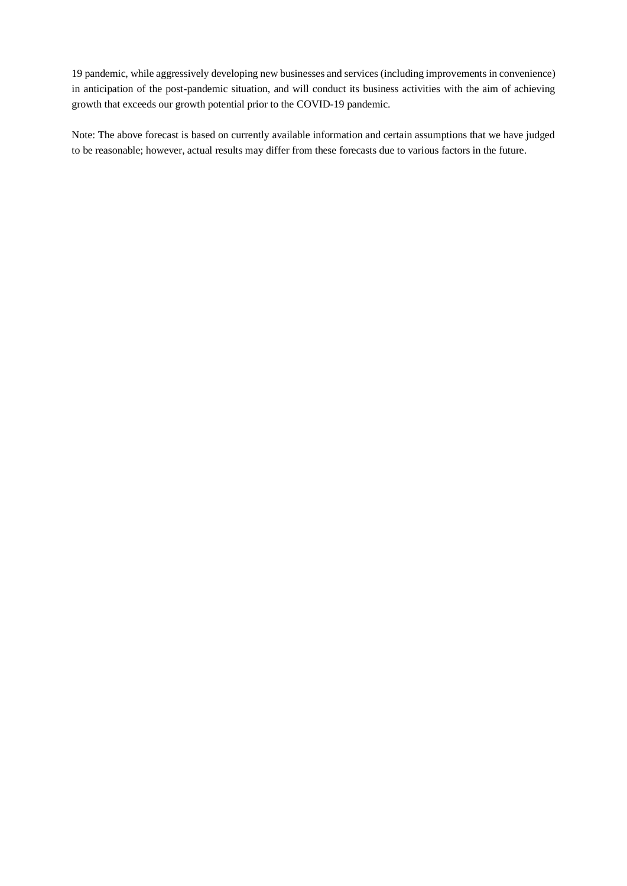19 pandemic, while aggressively developing new businesses and services (including improvements in convenience) in anticipation of the post-pandemic situation, and will conduct its business activities with the aim of achieving growth that exceeds our growth potential prior to the COVID-19 pandemic.

Note: The above forecast is based on currently available information and certain assumptions that we have judged to be reasonable; however, actual results may differ from these forecasts due to various factors in the future.